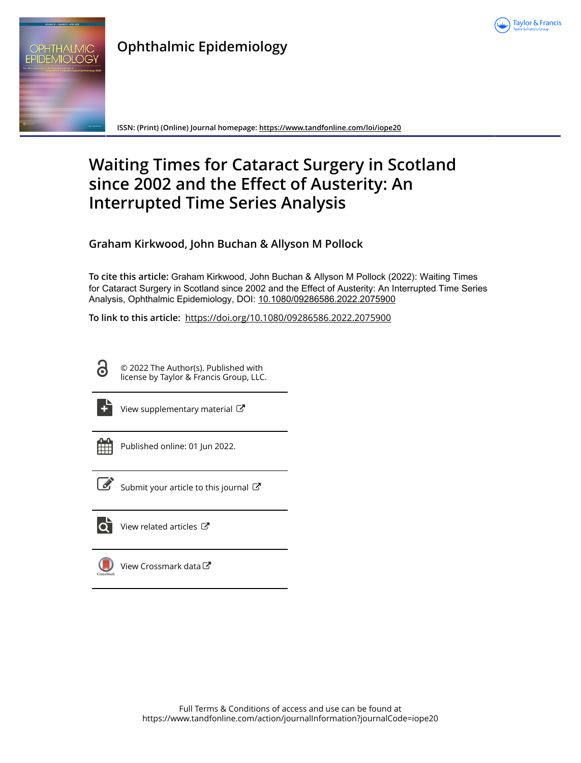Ophthalmic Epidemiology

ISSN: (Print) (Online) Journal homepage: https://www.tandfonline.com/loi/iope20

# Waiting Times for Cataract Surgery in Scotland since 2002 and the Effect of Austerity: An Interrupted Time Series Analysis

**Graham Kirkwood, John Buchan & Allyson M Pollock**

**To cite this article:** Graham Kirkwood, John Buchan & Allyson M Pollock (2022): Waiting Times for Cataract Surgery in Scotland since 2002 and the Effect of Austerity: An Interrupted Time Series Analysis, Ophthalmic Epidemiology, DOI: 10.1080/09286586.2022.2075900

**To link to this article:** https://doi.org/10.1080/09286586.2022.2075900

© 2022 The Author(s). Published with license by Taylor & Francis Group, LLC.

View supplementary material

Published online: 01 Jun 2022.

Submit your article to this journal

View related articles

View Crossmark data

Full Terms & Conditions of access and use can be found at https://www.tandfonline.com/action/journalInformation?journalCode=iope20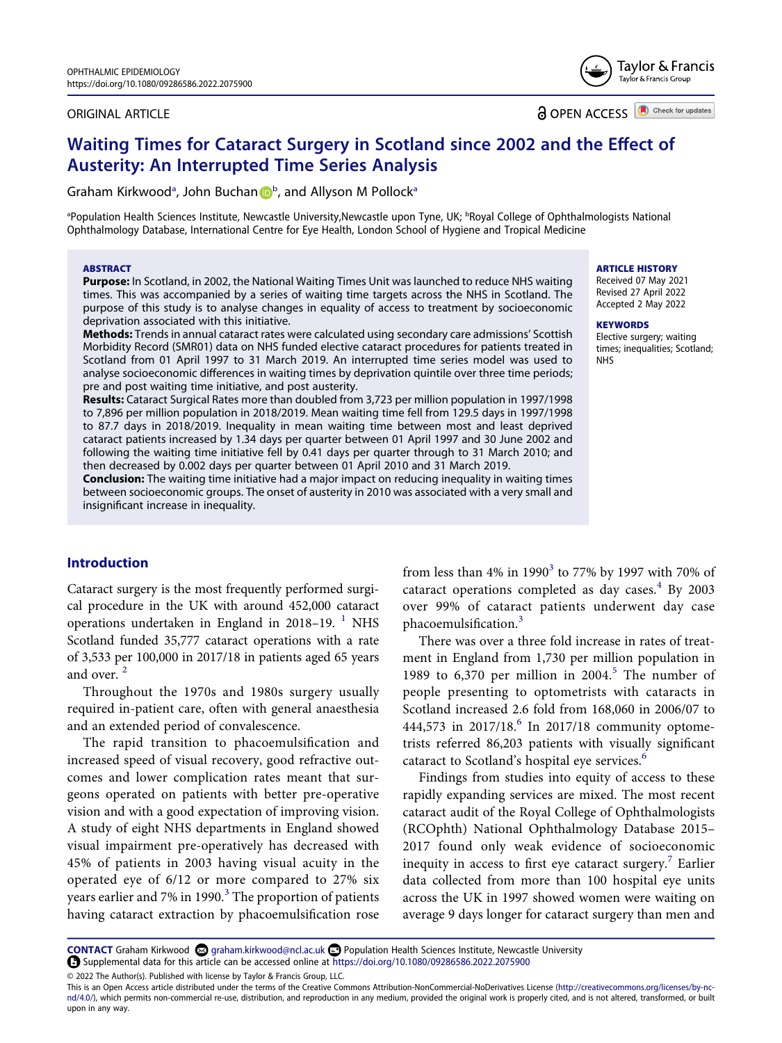ORIGINAL ARTICLE

OPEN ACCESS

# Waiting Times for Cataract Surgery in Scotland since 2002 and the Effect of Austerity: An Interrupted Time Series Analysis

Graham Kirkwood[a], John Buchan[b], and Allyson M Pollock[a]

[a]Population Health Sciences Institute, Newcastle University,Newcastle upon Tyne, UK; [b]Royal College of Ophthalmologists National Ophthalmology Database, International Centre for Eye Health, London School of Hygiene and Tropical Medicine

## ABSTRACT

**Purpose:** In Scotland, in 2002, the National Waiting Times Unit was launched to reduce NHS waiting times. This was accompanied by a series of waiting time targets across the NHS in Scotland. The purpose of this study is to analyse changes in equality of access to treatment by socioeconomic deprivation associated with this initiative.

**Methods:** Trends in annual cataract rates were calculated using secondary care admissions' Scottish Morbidity Record (SMR01) data on NHS funded elective cataract procedures for patients treated in Scotland from 01 April 1997 to 31 March 2019. An interrupted time series model was used to analyse socioeconomic differences in waiting times by deprivation quintile over three time periods; pre and post waiting time initiative, and post austerity.

**Results:** Cataract Surgical Rates more than doubled from 3,723 per million population in 1997/1998 to 7,896 per million population in 2018/2019. Mean waiting time fell from 129.5 days in 1997/1998 to 87.7 days in 2018/2019. Inequality in mean waiting time between most and least deprived cataract patients increased by 1.34 days per quarter between 01 April 1997 and 30 June 2002 and following the waiting time initiative fell by 0.41 days per quarter through to 31 March 2010; and then decreased by 0.002 days per quarter between 01 April 2010 and 31 March 2019.

**Conclusion:** The waiting time initiative had a major impact on reducing inequality in waiting times between socioeconomic groups. The onset of austerity in 2010 was associated with a very small and insignificant increase in inequality.

**ARTICLE HISTORY**
Received 07 May 2021
Revised 27 April 2022
Accepted 2 May 2022

**KEYWORDS**
Elective surgery; waiting times; inequalities; Scotland; NHS

## Introduction

Cataract surgery is the most frequently performed surgical procedure in the UK with around 452,000 cataract operations undertaken in England in 2018–19. [1] NHS Scotland funded 35,777 cataract operations with a rate of 3,533 per 100,000 in 2017/18 in patients aged 65 years and over. [2]

Throughout the 1970s and 1980s surgery usually required in-patient care, often with general anaesthesia and an extended period of convalescence.

The rapid transition to phacoemulsification and increased speed of visual recovery, good refractive outcomes and lower complication rates meant that surgeons operated on patients with better pre-operative vision and with a good expectation of improving vision. A study of eight NHS departments in England showed visual impairment pre-operatively has decreased with 45% of patients in 2003 having visual acuity in the operated eye of 6/12 or more compared to 27% six years earlier and 7% in 1990.[3] The proportion of patients having cataract extraction by phacoemulsification rose from less than 4% in 1990[3] to 77% by 1997 with 70% of cataract operations completed as day cases.[4] By 2003 over 99% of cataract patients underwent day case phacoemulsification.[3]

There was over a three fold increase in rates of treatment in England from 1,730 per million population in 1989 to 6,370 per million in 2004.[5] The number of people presenting to optometrists with cataracts in Scotland increased 2.6 fold from 168,060 in 2006/07 to 444,573 in 2017/18.[6] In 2017/18 community optometrists referred 86,203 patients with visually significant cataract to Scotland's hospital eye services.[6]

Findings from studies into equity of access to these rapidly expanding services are mixed. The most recent cataract audit of the Royal College of Ophthalmologists (RCOphth) National Ophthalmology Database 2015–2017 found only weak evidence of socioeconomic inequity in access to first eye cataract surgery.[7] Earlier data collected from more than 100 hospital eye units across the UK in 1997 showed women were waiting on average 9 days longer for cataract surgery than men and

**CONTACT** Graham Kirkwood graham.kirkwood@ncl.ac.uk Population Health Sciences Institute, Newcastle University
Supplemental data for this article can be accessed online at https://doi.org/10.1080/09286586.2022.2075900

© 2022 The Author(s). Published with license by Taylor & Francis Group, LLC.
This is an Open Access article distributed under the terms of the Creative Commons Attribution-NonCommercial-NoDerivatives License (http://creativecommons.org/licenses/by-nc-nd/4.0/), which permits non-commercial re-use, distribution, and reproduction in any medium, provided the original work is properly cited, and is not altered, transformed, or built upon in any way.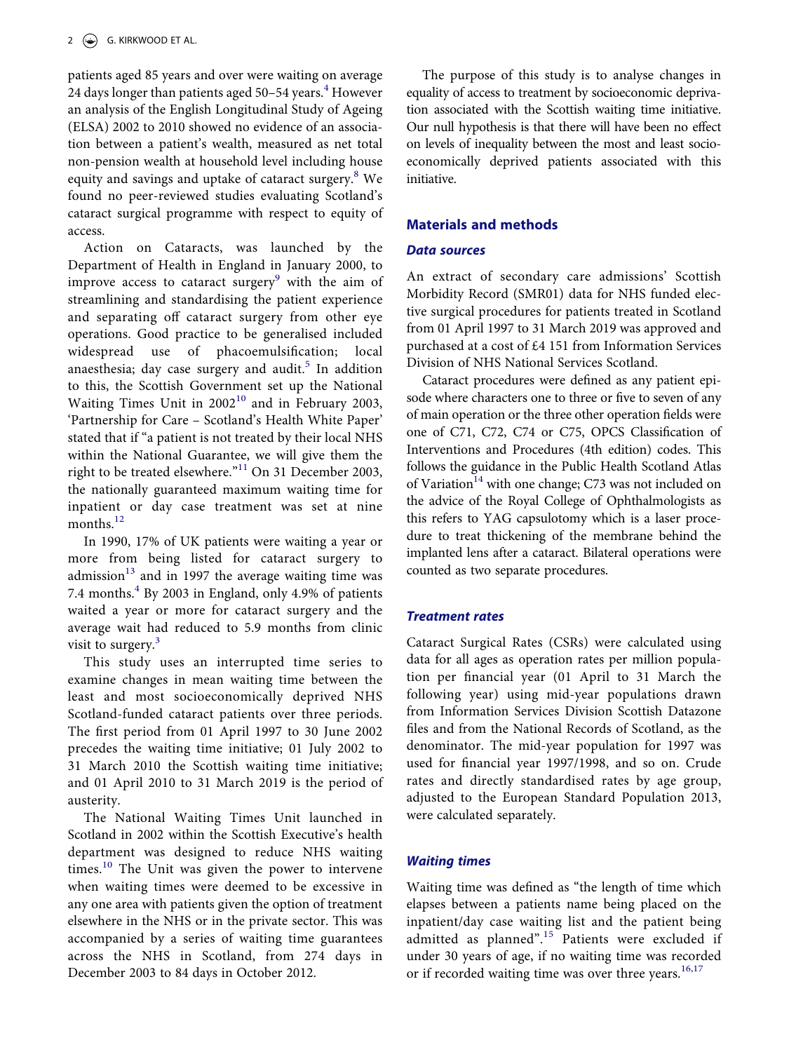patients aged 85 years and over were waiting on average 24 days longer than patients aged 50–54 years.[4] However an analysis of the English Longitudinal Study of Ageing (ELSA) 2002 to 2010 showed no evidence of an association between a patient's wealth, measured as net total non-pension wealth at household level including house equity and savings and uptake of cataract surgery.[8] We found no peer-reviewed studies evaluating Scotland's cataract surgical programme with respect to equity of access.

Action on Cataracts, was launched by the Department of Health in England in January 2000, to improve access to cataract surgery[9] with the aim of streamlining and standardising the patient experience and separating off cataract surgery from other eye operations. Good practice to be generalised included widespread use of phacoemulsification; local anaesthesia; day case surgery and audit.[5] In addition to this, the Scottish Government set up the National Waiting Times Unit in 2002[10] and in February 2003, 'Partnership for Care – Scotland's Health White Paper' stated that if "a patient is not treated by their local NHS within the National Guarantee, we will give them the right to be treated elsewhere."[11] On 31 December 2003, the nationally guaranteed maximum waiting time for inpatient or day case treatment was set at nine months.[12]

In 1990, 17% of UK patients were waiting a year or more from being listed for cataract surgery to admission[13] and in 1997 the average waiting time was 7.4 months.[4] By 2003 in England, only 4.9% of patients waited a year or more for cataract surgery and the average wait had reduced to 5.9 months from clinic visit to surgery.[3]

This study uses an interrupted time series to examine changes in mean waiting time between the least and most socioeconomically deprived NHS Scotland-funded cataract patients over three periods. The first period from 01 April 1997 to 30 June 2002 precedes the waiting time initiative; 01 July 2002 to 31 March 2010 the Scottish waiting time initiative; and 01 April 2010 to 31 March 2019 is the period of austerity.

The National Waiting Times Unit launched in Scotland in 2002 within the Scottish Executive's health department was designed to reduce NHS waiting times.[10] The Unit was given the power to intervene when waiting times were deemed to be excessive in any one area with patients given the option of treatment elsewhere in the NHS or in the private sector. This was accompanied by a series of waiting time guarantees across the NHS in Scotland, from 274 days in December 2003 to 84 days in October 2012.

The purpose of this study is to analyse changes in equality of access to treatment by socioeconomic deprivation associated with the Scottish waiting time initiative. Our null hypothesis is that there will have been no effect on levels of inequality between the most and least socioeconomically deprived patients associated with this initiative.

## Materials and methods

### Data sources

An extract of secondary care admissions' Scottish Morbidity Record (SMR01) data for NHS funded elective surgical procedures for patients treated in Scotland from 01 April 1997 to 31 March 2019 was approved and purchased at a cost of £4 151 from Information Services Division of NHS National Services Scotland.

Cataract procedures were defined as any patient episode where characters one to three or five to seven of any of main operation or the three other operation fields were one of C71, C72, C74 or C75, OPCS Classification of Interventions and Procedures (4th edition) codes. This follows the guidance in the Public Health Scotland Atlas of Variation[14] with one change; C73 was not included on the advice of the Royal College of Ophthalmologists as this refers to YAG capsulotomy which is a laser procedure to treat thickening of the membrane behind the implanted lens after a cataract. Bilateral operations were counted as two separate procedures.

### Treatment rates

Cataract Surgical Rates (CSRs) were calculated using data for all ages as operation rates per million population per financial year (01 April to 31 March the following year) using mid-year populations drawn from Information Services Division Scottish Datazone files and from the National Records of Scotland, as the denominator. The mid-year population for 1997 was used for financial year 1997/1998, and so on. Crude rates and directly standardised rates by age group, adjusted to the European Standard Population 2013, were calculated separately.

### Waiting times

Waiting time was defined as "the length of time which elapses between a patients name being placed on the inpatient/day case waiting list and the patient being admitted as planned".[15] Patients were excluded if under 30 years of age, if no waiting time was recorded or if recorded waiting time was over three years.[16,17]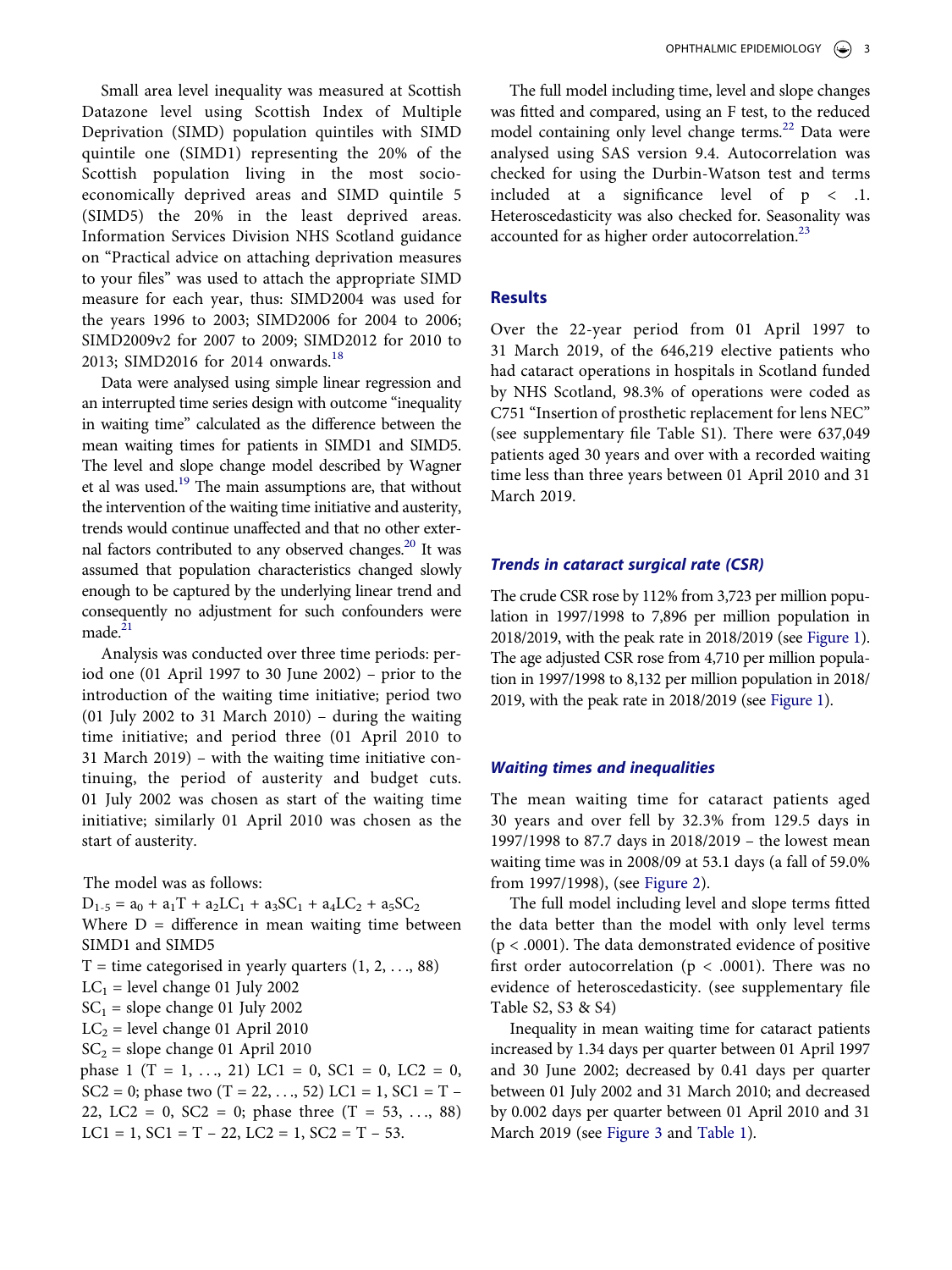Small area level inequality was measured at Scottish Datazone level using Scottish Index of Multiple Deprivation (SIMD) population quintiles with SIMD quintile one (SIMD1) representing the 20% of the Scottish population living in the most socio-economically deprived areas and SIMD quintile 5 (SIMD5) the 20% in the least deprived areas. Information Services Division NHS Scotland guidance on "Practical advice on attaching deprivation measures to your files" was used to attach the appropriate SIMD measure for each year, thus: SIMD2004 was used for the years 1996 to 2003; SIMD2006 for 2004 to 2006; SIMD2009v2 for 2007 to 2009; SIMD2012 for 2010 to 2013; SIMD2016 for 2014 onwards.[18]

Data were analysed using simple linear regression and an interrupted time series design with outcome "inequality in waiting time" calculated as the difference between the mean waiting times for patients in SIMD1 and SIMD5. The level and slope change model described by Wagner et al was used.[19] The main assumptions are, that without the intervention of the waiting time initiative and austerity, trends would continue unaffected and that no other external factors contributed to any observed changes.[20] It was assumed that population characteristics changed slowly enough to be captured by the underlying linear trend and consequently no adjustment for such confounders were made.[21]

Analysis was conducted over three time periods: period one (01 April 1997 to 30 June 2002) – prior to the introduction of the waiting time initiative; period two (01 July 2002 to 31 March 2010) – during the waiting time initiative; and period three (01 April 2010 to 31 March 2019) – with the waiting time initiative continuing, the period of austerity and budget cuts. 01 July 2002 was chosen as start of the waiting time initiative; similarly 01 April 2010 was chosen as the start of austerity.

The model was as follows:

$$D_{1\text{-}5} = a_0 + a_1T + a_2LC_1 + a_3SC_1 + a_4LC_2 + a_5SC_2$$

Where D = difference in mean waiting time between SIMD1 and SIMD5

T = time categorised in yearly quarters (1, 2, . . ., 88)

$LC_1$ = level change 01 July 2002

$SC_1$ = slope change 01 July 2002

$LC_2$ = level change 01 April 2010

$SC_2$ = slope change 01 April 2010

phase 1 (T = 1, . . ., 21) LC1 = 0, SC1 = 0, LC2 = 0, SC2 = 0; phase two (T = 22, . . ., 52) LC1 = 1, SC1 = T – 22, LC2 = 0, SC2 = 0; phase three (T = 53, . . ., 88) LC1 = 1, SC1 = T – 22, LC2 = 1, SC2 = T – 53.

The full model including time, level and slope changes was fitted and compared, using an F test, to the reduced model containing only level change terms.[22] Data were analysed using SAS version 9.4. Autocorrelation was checked for using the Durbin-Watson test and terms included at a significance level of $p < .1$. Heteroscedasticity was also checked for. Seasonality was accounted for as higher order autocorrelation.[23]

## Results

Over the 22-year period from 01 April 1997 to 31 March 2019, of the 646,219 elective patients who had cataract operations in hospitals in Scotland funded by NHS Scotland, 98.3% of operations were coded as C751 "Insertion of prosthetic replacement for lens NEC" (see supplementary file Table S1). There were 637,049 patients aged 30 years and over with a recorded waiting time less than three years between 01 April 2010 and 31 March 2019.

### *Trends in cataract surgical rate (CSR)*

The crude CSR rose by 112% from 3,723 per million population in 1997/1998 to 7,896 per million population in 2018/2019, with the peak rate in 2018/2019 (see Figure 1). The age adjusted CSR rose from 4,710 per million population in 1997/1998 to 8,132 per million population in 2018/2019, with the peak rate in 2018/2019 (see Figure 1).

### *Waiting times and inequalities*

The mean waiting time for cataract patients aged 30 years and over fell by 32.3% from 129.5 days in 1997/1998 to 87.7 days in 2018/2019 – the lowest mean waiting time was in 2008/09 at 53.1 days (a fall of 59.0% from 1997/1998), (see Figure 2).

The full model including level and slope terms fitted the data better than the model with only level terms ($p < .0001$). The data demonstrated evidence of positive first order autocorrelation ($p < .0001$). There was no evidence of heteroscedasticity. (see supplementary file Table S2, S3 & S4)

Inequality in mean waiting time for cataract patients increased by 1.34 days per quarter between 01 April 1997 and 30 June 2002; decreased by 0.41 days per quarter between 01 July 2002 and 31 March 2010; and decreased by 0.002 days per quarter between 01 April 2010 and 31 March 2019 (see Figure 3 and Table 1).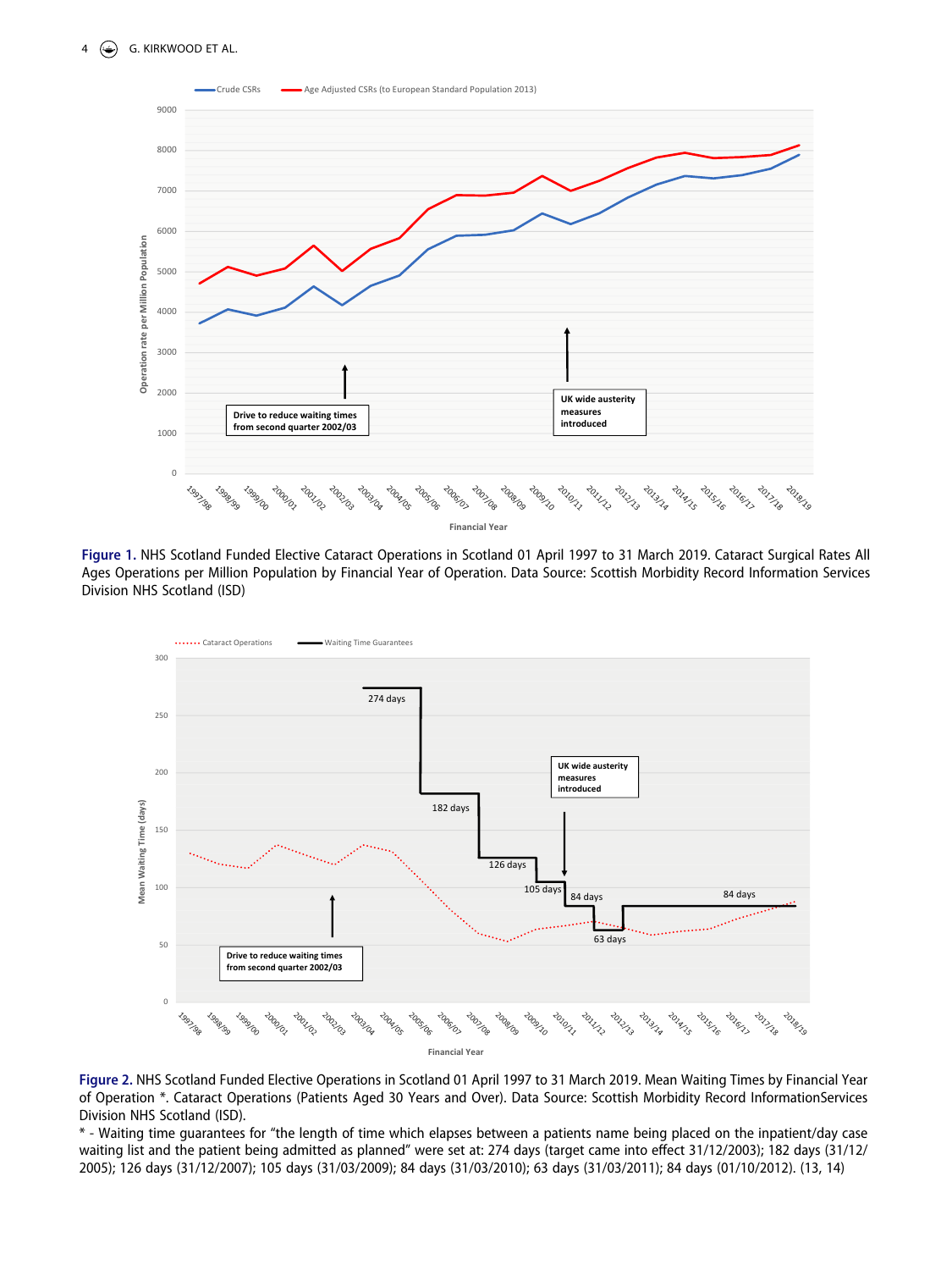**Figure 1.** NHS Scotland Funded Elective Cataract Operations in Scotland 01 April 1997 to 31 March 2019. Cataract Surgical Rates All Ages Operations per Million Population by Financial Year of Operation. Data Source: Scottish Morbidity Record Information Services Division NHS Scotland (ISD)

**Figure 2.** NHS Scotland Funded Elective Operations in Scotland 01 April 1997 to 31 March 2019. Mean Waiting Times by Financial Year of Operation *. Cataract Operations (Patients Aged 30 Years and Over). Data Source: Scottish Morbidity Record InformationServices Division NHS Scotland (ISD).

* - Waiting time guarantees for "the length of time which elapses between a patients name being placed on the inpatient/day case waiting list and the patient being admitted as planned" were set at: 274 days (target came into effect 31/12/2003); 182 days (31/12/2005); 126 days (31/12/2007); 105 days (31/03/2009); 84 days (31/03/2010); 63 days (31/03/2011); 84 days (01/10/2012). (13, 14)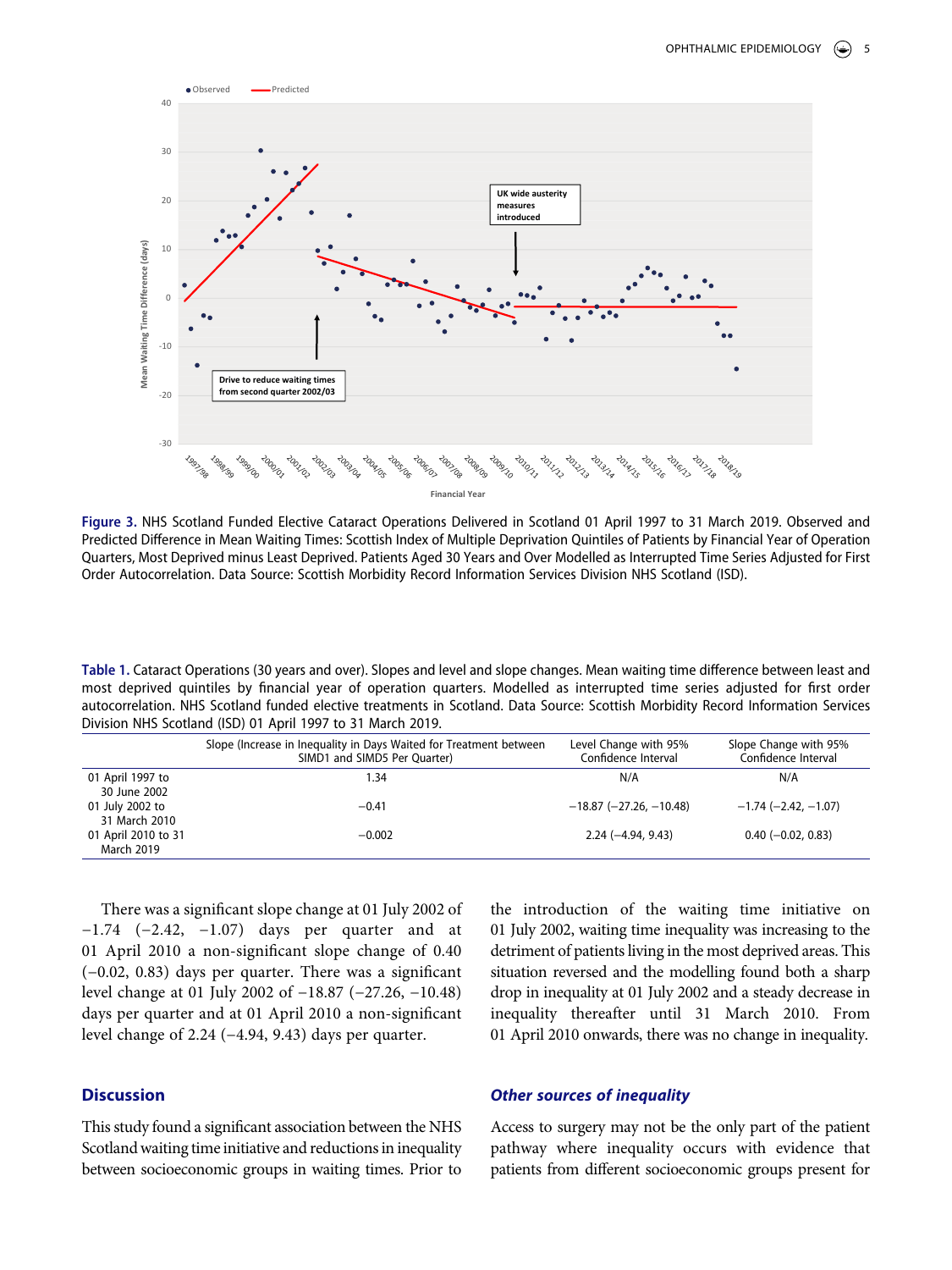**Figure 3.** NHS Scotland Funded Elective Cataract Operations Delivered in Scotland 01 April 1997 to 31 March 2019. Observed and Predicted Difference in Mean Waiting Times: Scottish Index of Multiple Deprivation Quintiles of Patients by Financial Year of Operation Quarters, Most Deprived minus Least Deprived. Patients Aged 30 Years and Over Modelled as Interrupted Time Series Adjusted for First Order Autocorrelation. Data Source: Scottish Morbidity Record Information Services Division NHS Scotland (ISD).

**Table 1.** Cataract Operations (30 years and over). Slopes and level and slope changes. Mean waiting time difference between least and most deprived quintiles by financial year of operation quarters. Modelled as interrupted time series adjusted for first order autocorrelation. NHS Scotland funded elective treatments in Scotland. Data Source: Scottish Morbidity Record Information Services Division NHS Scotland (ISD) 01 April 1997 to 31 March 2019.

| | Slope (Increase in Inequality in Days Waited for Treatment between SIMD1 and SIMD5 Per Quarter) | Level Change with 95% Confidence Interval | Slope Change with 95% Confidence Interval |
|---|---|---|---|
| 01 April 1997 to 30 June 2002 | 1.34 | N/A | N/A |
| 01 July 2002 to 31 March 2010 | −0.41 | −18.87 (−27.26, −10.48) | −1.74 (−2.42, −1.07) |
| 01 April 2010 to 31 March 2019 | −0.002 | 2.24 (−4.94, 9.43) | 0.40 (−0.02, 0.83) |

There was a significant slope change at 01 July 2002 of −1.74 (−2.42, −1.07) days per quarter and at 01 April 2010 a non-significant slope change of 0.40 (−0.02, 0.83) days per quarter. There was a significant level change at 01 July 2002 of −18.87 (−27.26, −10.48) days per quarter and at 01 April 2010 a non-significant level change of 2.24 (−4.94, 9.43) days per quarter.

## Discussion

This study found a significant association between the NHS Scotland waiting time initiative and reductions in inequality between socioeconomic groups in waiting times. Prior to the introduction of the waiting time initiative on 01 July 2002, waiting time inequality was increasing to the detriment of patients living in the most deprived areas. This situation reversed and the modelling found both a sharp drop in inequality at 01 July 2002 and a steady decrease in inequality thereafter until 31 March 2010. From 01 April 2010 onwards, there was no change in inequality.

### *Other sources of inequality*

Access to surgery may not be the only part of the patient pathway where inequality occurs with evidence that patients from different socioeconomic groups present for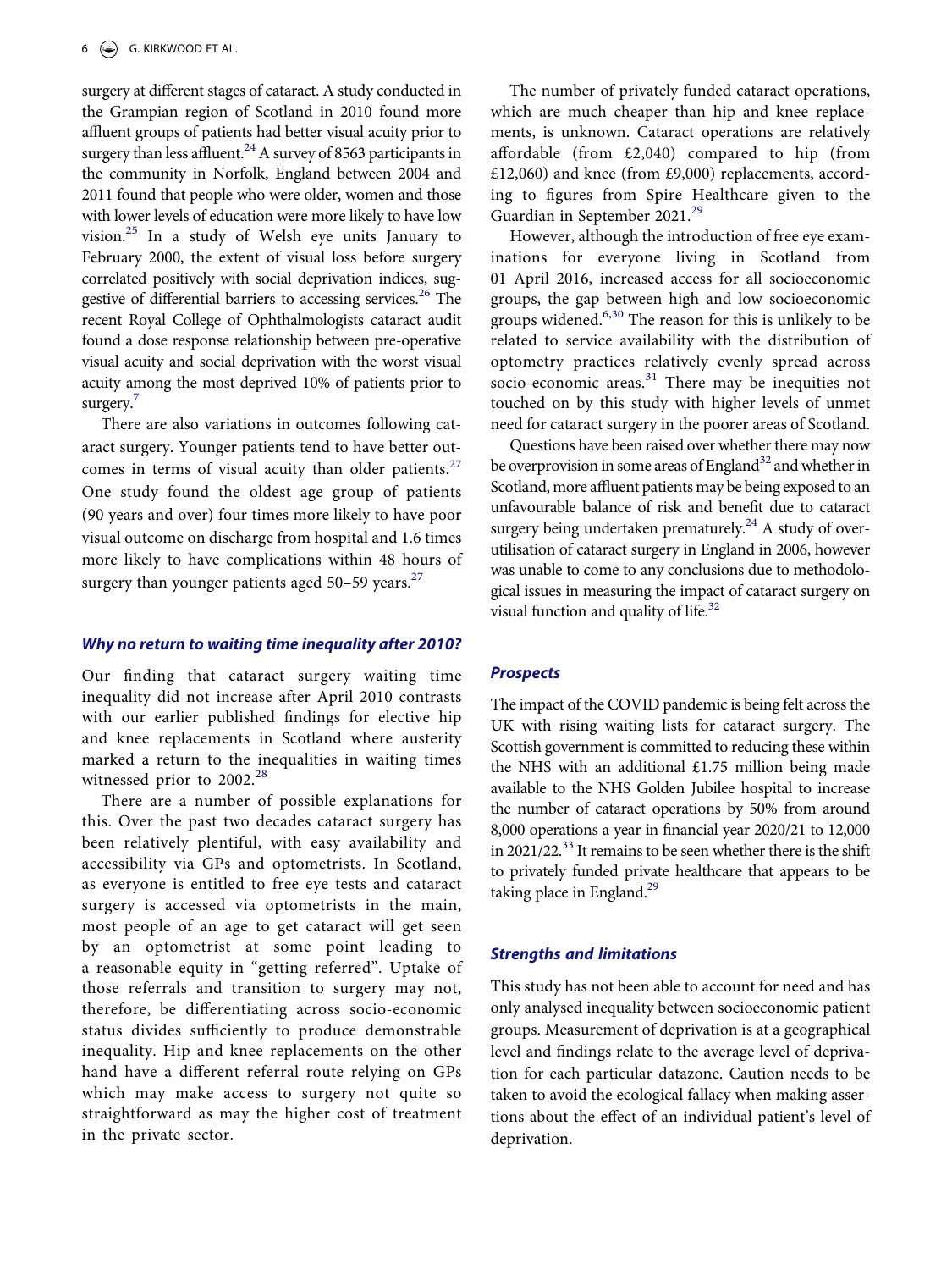surgery at different stages of cataract. A study conducted in the Grampian region of Scotland in 2010 found more affluent groups of patients had better visual acuity prior to surgery than less affluent.[24] A survey of 8563 participants in the community in Norfolk, England between 2004 and 2011 found that people who were older, women and those with lower levels of education were more likely to have low vision.[25] In a study of Welsh eye units January to February 2000, the extent of visual loss before surgery correlated positively with social deprivation indices, suggestive of differential barriers to accessing services.[26] The recent Royal College of Ophthalmologists cataract audit found a dose response relationship between pre-operative visual acuity and social deprivation with the worst visual acuity among the most deprived 10% of patients prior to surgery.[7]

There are also variations in outcomes following cataract surgery. Younger patients tend to have better outcomes in terms of visual acuity than older patients.[27] One study found the oldest age group of patients (90 years and over) four times more likely to have poor visual outcome on discharge from hospital and 1.6 times more likely to have complications within 48 hours of surgery than younger patients aged 50–59 years.[27]

### *Why no return to waiting time inequality after 2010?*

Our finding that cataract surgery waiting time inequality did not increase after April 2010 contrasts with our earlier published findings for elective hip and knee replacements in Scotland where austerity marked a return to the inequalities in waiting times witnessed prior to 2002.[28]

There are a number of possible explanations for this. Over the past two decades cataract surgery has been relatively plentiful, with easy availability and accessibility via GPs and optometrists. In Scotland, as everyone is entitled to free eye tests and cataract surgery is accessed via optometrists in the main, most people of an age to get cataract will get seen by an optometrist at some point leading to a reasonable equity in "getting referred". Uptake of those referrals and transition to surgery may not, therefore, be differentiating across socio-economic status divides sufficiently to produce demonstrable inequality. Hip and knee replacements on the other hand have a different referral route relying on GPs which may make access to surgery not quite so straightforward as may the higher cost of treatment in the private sector.

The number of privately funded cataract operations, which are much cheaper than hip and knee replacements, is unknown. Cataract operations are relatively affordable (from £2,040) compared to hip (from £12,060) and knee (from £9,000) replacements, according to figures from Spire Healthcare given to the Guardian in September 2021.[29]

However, although the introduction of free eye examinations for everyone living in Scotland from 01 April 2016, increased access for all socioeconomic groups, the gap between high and low socioeconomic groups widened.[6,30] The reason for this is unlikely to be related to service availability with the distribution of optometry practices relatively evenly spread across socio-economic areas.[31] There may be inequities not touched on by this study with higher levels of unmet need for cataract surgery in the poorer areas of Scotland.

Questions have been raised over whether there may now be overprovision in some areas of England[32] and whether in Scotland, more affluent patients may be being exposed to an unfavourable balance of risk and benefit due to cataract surgery being undertaken prematurely.[24] A study of overutilisation of cataract surgery in England in 2006, however was unable to come to any conclusions due to methodological issues in measuring the impact of cataract surgery on visual function and quality of life.[32]

### *Prospects*

The impact of the COVID pandemic is being felt across the UK with rising waiting lists for cataract surgery. The Scottish government is committed to reducing these within the NHS with an additional £1.75 million being made available to the NHS Golden Jubilee hospital to increase the number of cataract operations by 50% from around 8,000 operations a year in financial year 2020/21 to 12,000 in 2021/22.[33] It remains to be seen whether there is the shift to privately funded private healthcare that appears to be taking place in England.[29]

### *Strengths and limitations*

This study has not been able to account for need and has only analysed inequality between socioeconomic patient groups. Measurement of deprivation is at a geographical level and findings relate to the average level of deprivation for each particular datazone. Caution needs to be taken to avoid the ecological fallacy when making assertions about the effect of an individual patient's level of deprivation.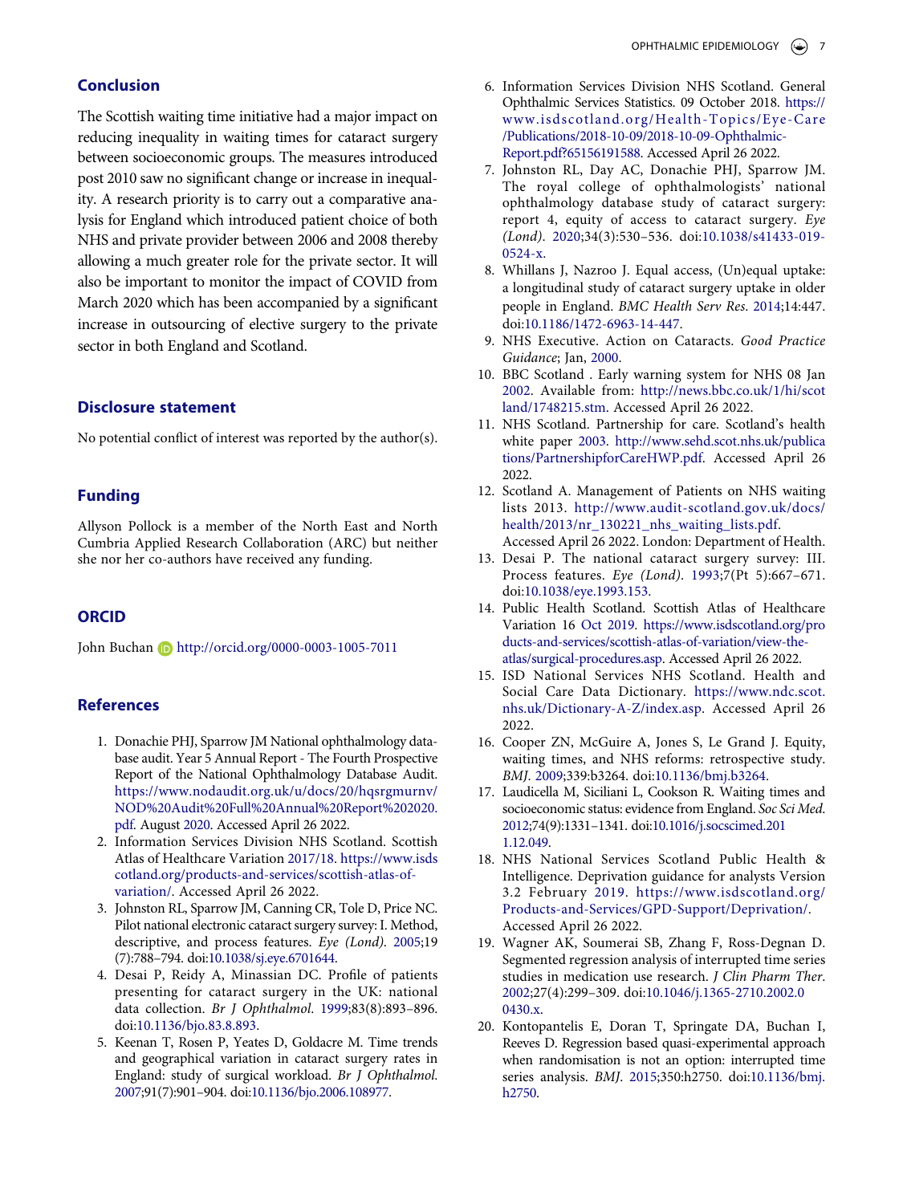## Conclusion

The Scottish waiting time initiative had a major impact on reducing inequality in waiting times for cataract surgery between socioeconomic groups. The measures introduced post 2010 saw no significant change or increase in inequality. A research priority is to carry out a comparative analysis for England which introduced patient choice of both NHS and private provider between 2006 and 2008 thereby allowing a much greater role for the private sector. It will also be important to monitor the impact of COVID from March 2020 which has been accompanied by a significant increase in outsourcing of elective surgery to the private sector in both England and Scotland.

## Disclosure statement

No potential conflict of interest was reported by the author(s).

## Funding

Allyson Pollock is a member of the North East and North Cumbria Applied Research Collaboration (ARC) but neither she nor her co-authors have received any funding.

## ORCID

John Buchan http://orcid.org/0000-0003-1005-7011

## References

1. Donachie PHJ, Sparrow JM National ophthalmology database audit. Year 5 Annual Report - The Fourth Prospective Report of the National Ophthalmology Database Audit. https://www.nodaudit.org.uk/u/docs/20/hqsrgmurnv/NOD%20Audit%20Full%20Annual%20Report%202020.pdf. August 2020. Accessed April 26 2022.
2. Information Services Division NHS Scotland. Scottish Atlas of Healthcare Variation 2017/18. https://www.isdscotland.org/products-and-services/scottish-atlas-of-variation/. Accessed April 26 2022.
3. Johnston RL, Sparrow JM, Canning CR, Tole D, Price NC. Pilot national electronic cataract surgery survey: I. Method, descriptive, and process features. *Eye (Lond)*. 2005;19(7):788–794. doi:10.1038/sj.eye.6701644.
4. Desai P, Reidy A, Minassian DC. Profile of patients presenting for cataract surgery in the UK: national data collection. *Br J Ophthalmol*. 1999;83(8):893–896. doi:10.1136/bjo.83.8.893.
5. Keenan T, Rosen P, Yeates D, Goldacre M. Time trends and geographical variation in cataract surgery rates in England: study of surgical workload. *Br J Ophthalmol*. 2007;91(7):901–904. doi:10.1136/bjo.2006.108977.
6. Information Services Division NHS Scotland. General Ophthalmic Services Statistics. 09 October 2018. https://www.isdscotland.org/Health-Topics/Eye-Care/Publications/2018-10-09/2018-10-09-Ophthalmic-Report.pdf?65156191588. Accessed April 26 2022.
7. Johnston RL, Day AC, Donachie PHJ, Sparrow JM. The royal college of ophthalmologists' national ophthalmology database study of cataract surgery: report 4, equity of access to cataract surgery. *Eye (Lond)*. 2020;34(3):530–536. doi:10.1038/s41433-019-0524-x.
8. Whillans J, Nazroo J. Equal access, (Un)equal uptake: a longitudinal study of cataract surgery uptake in older people in England. *BMC Health Serv Res*. 2014;14:447. doi:10.1186/1472-6963-14-447.
9. NHS Executive. Action on Cataracts. *Good Practice Guidance*; Jan, 2000.
10. BBC Scotland . Early warning system for NHS 08 Jan 2002. Available from: http://news.bbc.co.uk/1/hi/scotland/1748215.stm. Accessed April 26 2022.
11. NHS Scotland. Partnership for care. Scotland's health white paper 2003. http://www.sehd.scot.nhs.uk/publications/PartnershipforCareHWP.pdf. Accessed April 26 2022.
12. Scotland A. Management of Patients on NHS waiting lists 2013. http://www.audit-scotland.gov.uk/docs/health/2013/nr_130221_nhs_waiting_lists.pdf. Accessed April 26 2022. London: Department of Health.
13. Desai P. The national cataract surgery survey: III. Process features. *Eye (Lond)*. 1993;7(Pt 5):667–671. doi:10.1038/eye.1993.153.
14. Public Health Scotland. Scottish Atlas of Healthcare Variation 16 Oct 2019. https://www.isdscotland.org/products-and-services/scottish-atlas-of-variation/view-the-atlas/surgical-procedures.asp. Accessed April 26 2022.
15. ISD National Services NHS Scotland. Health and Social Care Data Dictionary. https://www.ndc.scot.nhs.uk/Dictionary-A-Z/index.asp. Accessed April 26 2022.
16. Cooper ZN, McGuire A, Jones S, Le Grand J. Equity, waiting times, and NHS reforms: retrospective study. *BMJ*. 2009;339:b3264. doi:10.1136/bmj.b3264.
17. Laudicella M, Siciliani L, Cookson R. Waiting times and socioeconomic status: evidence from England. *Soc Sci Med*. 2012;74(9):1331–1341. doi:10.1016/j.socscimed.2011.12.049.
18. NHS National Services Scotland Public Health & Intelligence. Deprivation guidance for analysts Version 3.2 February 2019. https://www.isdscotland.org/Products-and-Services/GPD-Support/Deprivation/. Accessed April 26 2022.
19. Wagner AK, Soumerai SB, Zhang F, Ross-Degnan D. Segmented regression analysis of interrupted time series studies in medication use research. *J Clin Pharm Ther*. 2002;27(4):299–309. doi:10.1046/j.1365-2710.2002.00430.x.
20. Kontopantelis E, Doran T, Springate DA, Buchan I, Reeves D. Regression based quasi-experimental approach when randomisation is not an option: interrupted time series analysis. *BMJ*. 2015;350:h2750. doi:10.1136/bmj.h2750.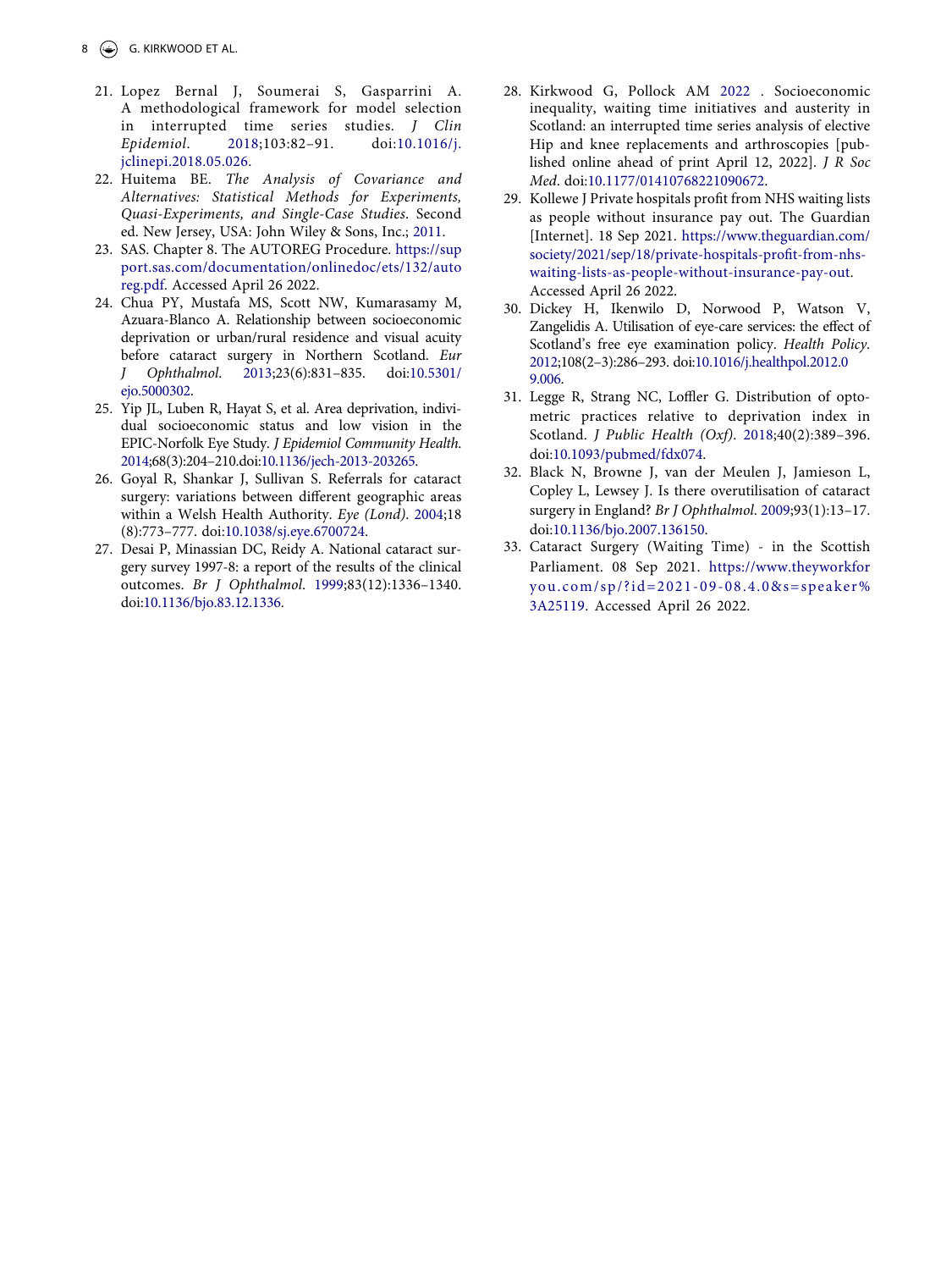21. Lopez Bernal J, Soumerai S, Gasparrini A. A methodological framework for model selection in interrupted time series studies. *J Clin Epidemiol*. 2018;103:82–91. doi:10.1016/j.jclinepi.2018.05.026.
22. Huitema BE. *The Analysis of Covariance and Alternatives: Statistical Methods for Experiments, Quasi-Experiments, and Single-Case Studies*. Second ed. New Jersey, USA: John Wiley & Sons, Inc.; 2011.
23. SAS. Chapter 8. The AUTOREG Procedure. https://support.sas.com/documentation/onlinedoc/ets/132/autoreg.pdf. Accessed April 26 2022.
24. Chua PY, Mustafa MS, Scott NW, Kumarasamy M, Azuara-Blanco A. Relationship between socioeconomic deprivation or urban/rural residence and visual acuity before cataract surgery in Northern Scotland. *Eur J Ophthalmol*. 2013;23(6):831–835. doi:10.5301/ejo.5000302.
25. Yip JL, Luben R, Hayat S, et al. Area deprivation, individual socioeconomic status and low vision in the EPIC-Norfolk Eye Study. *J Epidemiol Community Health*. 2014;68(3):204–210.doi:10.1136/jech-2013-203265.
26. Goyal R, Shankar J, Sullivan S. Referrals for cataract surgery: variations between different geographic areas within a Welsh Health Authority. *Eye (Lond)*. 2004;18 (8):773–777. doi:10.1038/sj.eye.6700724.
27. Desai P, Minassian DC, Reidy A. National cataract surgery survey 1997-8: a report of the results of the clinical outcomes. *Br J Ophthalmol*. 1999;83(12):1336–1340. doi:10.1136/bjo.83.12.1336.
28. Kirkwood G, Pollock AM 2022 . Socioeconomic inequality, waiting time initiatives and austerity in Scotland: an interrupted time series analysis of elective Hip and knee replacements and arthroscopies [published online ahead of print April 12, 2022]. *J R Soc Med*. doi:10.1177/01410768221090672.
29. Kollewe J Private hospitals profit from NHS waiting lists as people without insurance pay out. The Guardian [Internet]. 18 Sep 2021. https://www.theguardian.com/society/2021/sep/18/private-hospitals-profit-from-nhs-waiting-lists-as-people-without-insurance-pay-out. Accessed April 26 2022.
30. Dickey H, Ikenwilo D, Norwood P, Watson V, Zangelidis A. Utilisation of eye-care services: the effect of Scotland's free eye examination policy. *Health Policy*. 2012;108(2–3):286–293. doi:10.1016/j.healthpol.2012.09.006.
31. Legge R, Strang NC, Loffler G. Distribution of optometric practices relative to deprivation index in Scotland. *J Public Health (Oxf)*. 2018;40(2):389–396. doi:10.1093/pubmed/fdx074.
32. Black N, Browne J, van der Meulen J, Jamieson L, Copley L, Lewsey J. Is there overutilisation of cataract surgery in England? *Br J Ophthalmol*. 2009;93(1):13–17. doi:10.1136/bjo.2007.136150.
33. Cataract Surgery (Waiting Time) - in the Scottish Parliament. 08 Sep 2021. https://www.theyworkforyou.com/sp/?id=2021-09-08.4.0&s=speaker%3A25119. Accessed April 26 2022.